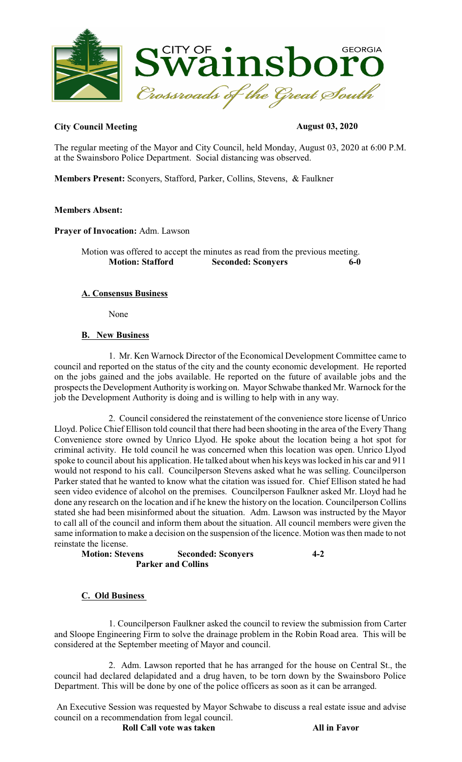**City Council Meeting** **August 03, 2020**

The regular meeting of the Mayor and City Council, held Monday, August 03, 2020 at 6:00 P.M. at the Swainsboro Police Department. Social distancing was observed.

**Members Present:** Sconyers, Stafford, Parker, Collins, Stevens, & Faulkner

**Members Absent:**

**Prayer of Invocation:** Adm. Lawson

Motion was offered to accept the minutes as read from the previous meeting.
**Motion: Stafford** **Seconded: Sconyers** **6-0**

**A. Consensus Business**

None

**B. New Business**

1. Mr. Ken Warnock Director of the Economical Development Committee came to council and reported on the status of the city and the county economic development. He reported on the jobs gained and the jobs available. He reported on the future of available jobs and the prospects the Development Authority is working on. Mayor Schwabe thanked Mr. Warnock for the job the Development Authority is doing and is willing to help with in any way.

2. Council considered the reinstatement of the convenience store license of Unrico Lloyd. Police Chief Ellison told council that there had been shooting in the area of the Every Thang Convenience store owned by Unrico Llyod. He spoke about the location being a hot spot for criminal activity. He told council he was concerned when this location was open. Unrico Llyod spoke to council about his application. He talked about when his keys was locked in his car and 911 would not respond to his call. Councilperson Stevens asked what he was selling. Councilperson Parker stated that he wanted to know what the citation was issued for. Chief Ellison stated he had seen video evidence of alcohol on the premises. Councilperson Faulkner asked Mr. Lloyd had he done any research on the location and if he knew the history on the location. Councilperson Collins stated she had been misinformed about the situation. Adm. Lawson was instructed by the Mayor to call all of the council and inform them about the situation. All council members were given the same information to make a decision on the suspension of the licence. Motion was then made to not reinstate the license.

**Motion: Stevens** **Seconded: Sconyers** **4-2**
**Parker and Collins**

**C. Old Business**

1. Councilperson Faulkner asked the council to review the submission from Carter and Sloope Engineering Firm to solve the drainage problem in the Robin Road area. This will be considered at the September meeting of Mayor and council.

2. Adm. Lawson reported that he has arranged for the house on Central St., the council had declared delapidated and a drug haven, to be torn down by the Swainsboro Police Department. This will be done by one of the police officers as soon as it can be arranged.

An Executive Session was requested by Mayor Schwabe to discuss a real estate issue and advise council on a recommendation from legal council.

**Roll Call vote was taken** **All in Favor**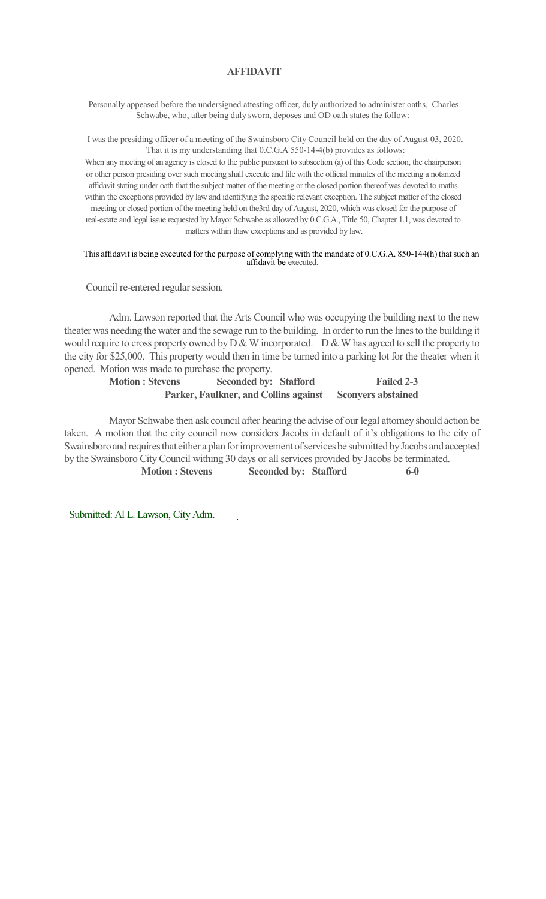## AFFIDAVIT

Personally appeased before the undersigned attesting officer, duly authorized to administer oaths, Charles Schwabe, who, after being duly sworn, deposes and OD oath states the follow:

I was the presiding officer of a meeting of the Swainsboro City Council held on the day of August 03, 2020. That it is my understanding that 0.C.G.A 550-14-4(b) provides as follows:

When any meeting of an agency is closed to the public pursuant to subsection (a) of this Code section, the chairperson or other person presiding over such meeting shall execute and file with the official minutes of the meeting a notarized affidavit stating under oath that the subject matter of the meeting or the closed portion thereof was devoted to maths within the exceptions provided by law and identifying the specific relevant exception. The subject matter of the closed meeting or closed portion of the meeting held on the3rd day of August, 2020, which was closed for the purpose of real-estate and legal issue requested by Mayor Schwabe as allowed by 0.C.G.A., Title 50, Chapter 1.1, was devoted to matters within thaw exceptions and as provided by law.

This affidavit is being executed for the purpose of complying with the mandate of 0.C.G.A. 850-144(h) that such an affidavit be executed.

Council re-entered regular session.

Adm. Lawson reported that the Arts Council who was occupying the building next to the new theater was needing the water and the sewage run to the building. In order to run the lines to the building it would require to cross property owned by D & W incorporated. D & W has agreed to sell the property to the city for $25,000. This property would then in time be turned into a parking lot for the theater when it opened. Motion was made to purchase the property.

**Motion : Stevens** **Seconded by: Stafford** **Failed 2-3**
**Parker, Faulkner, and Collins against** **Sconyers abstained**

Mayor Schwabe then ask council after hearing the advise of our legal attorney should action be taken. A motion that the city council now considers Jacobs in default of it's obligations to the city of Swainsboro and requires that either a plan for improvement of services be submitted by Jacobs and accepted by the Swainsboro City Council withing 30 days or all services provided by Jacobs be terminated.

**Motion : Stevens** **Seconded by: Stafford** **6-0**

Submitted: Al L. Lawson, City Adm.